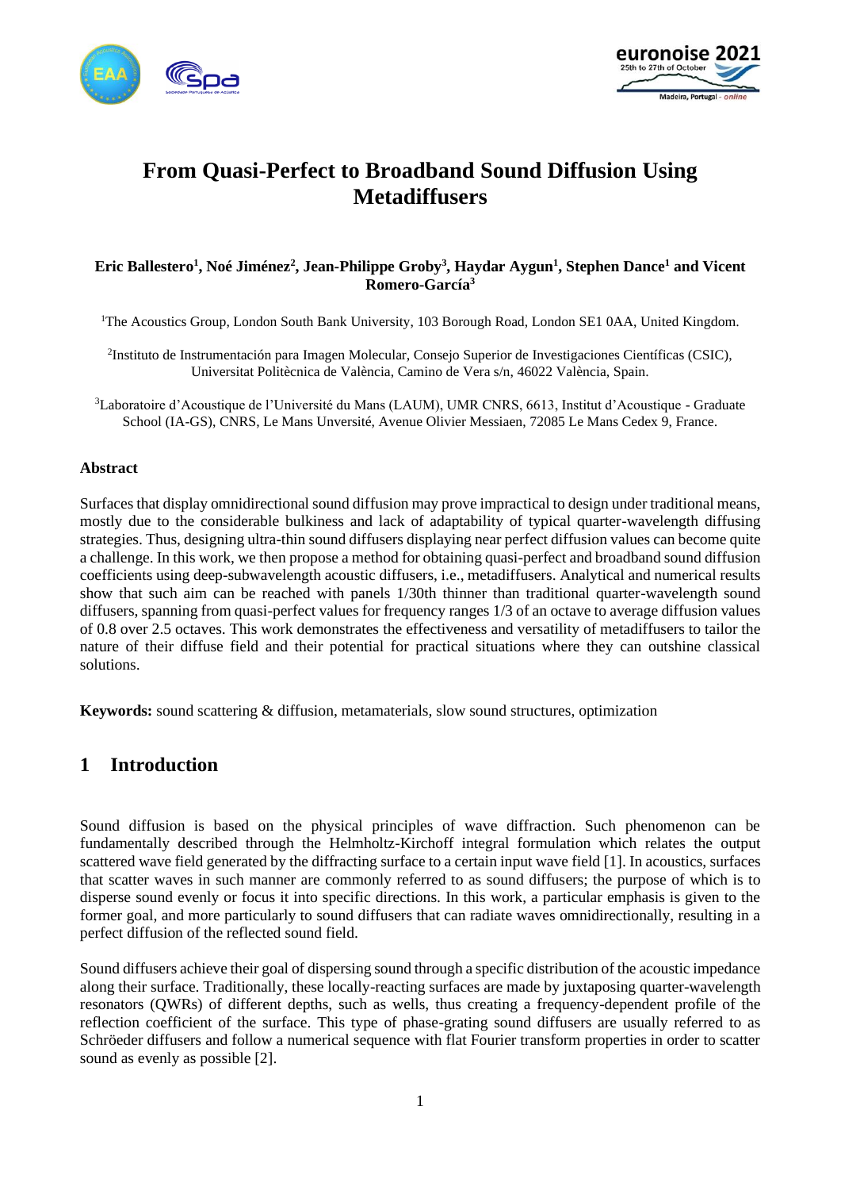# From Quasi-Perfect to Broadband Sound Diffusion Using Metadiffusers

**Eric Ballestero[1], Noé Jiménez[2], Jean-Philippe Groby[3], Haydar Aygun[1], Stephen Dance[1] and Vicent Romero-García[3]**

[1]The Acoustics Group, London South Bank University, 103 Borough Road, London SE1 0AA, United Kingdom.

[2]Instituto de Instrumentación para Imagen Molecular, Consejo Superior de Investigaciones Científicas (CSIC), Universitat Politècnica de València, Camino de Vera s/n, 46022 València, Spain.

[3]Laboratoire d'Acoustique de l'Université du Mans (LAUM), UMR CNRS, 6613, Institut d'Acoustique - Graduate School (IA-GS), CNRS, Le Mans Unversité, Avenue Olivier Messiaen, 72085 Le Mans Cedex 9, France.

### Abstract

Surfaces that display omnidirectional sound diffusion may prove impractical to design under traditional means, mostly due to the considerable bulkiness and lack of adaptability of typical quarter-wavelength diffusing strategies. Thus, designing ultra-thin sound diffusers displaying near perfect diffusion values can become quite a challenge. In this work, we then propose a method for obtaining quasi-perfect and broadband sound diffusion coefficients using deep-subwavelength acoustic diffusers, i.e., metadiffusers. Analytical and numerical results show that such aim can be reached with panels 1/30th thinner than traditional quarter-wavelength sound diffusers, spanning from quasi-perfect values for frequency ranges 1/3 of an octave to average diffusion values of 0.8 over 2.5 octaves. This work demonstrates the effectiveness and versatility of metadiffusers to tailor the nature of their diffuse field and their potential for practical situations where they can outshine classical solutions.

**Keywords:** sound scattering & diffusion, metamaterials, slow sound structures, optimization

## 1 Introduction

Sound diffusion is based on the physical principles of wave diffraction. Such phenomenon can be fundamentally described through the Helmholtz-Kirchoff integral formulation which relates the output scattered wave field generated by the diffracting surface to a certain input wave field [1]. In acoustics, surfaces that scatter waves in such manner are commonly referred to as sound diffusers; the purpose of which is to disperse sound evenly or focus it into specific directions. In this work, a particular emphasis is given to the former goal, and more particularly to sound diffusers that can radiate waves omnidirectionally, resulting in a perfect diffusion of the reflected sound field.

Sound diffusers achieve their goal of dispersing sound through a specific distribution of the acoustic impedance along their surface. Traditionally, these locally-reacting surfaces are made by juxtaposing quarter-wavelength resonators (QWRs) of different depths, such as wells, thus creating a frequency-dependent profile of the reflection coefficient of the surface. This type of phase-grating sound diffusers are usually referred to as Schröeder diffusers and follow a numerical sequence with flat Fourier transform properties in order to scatter sound as evenly as possible [2].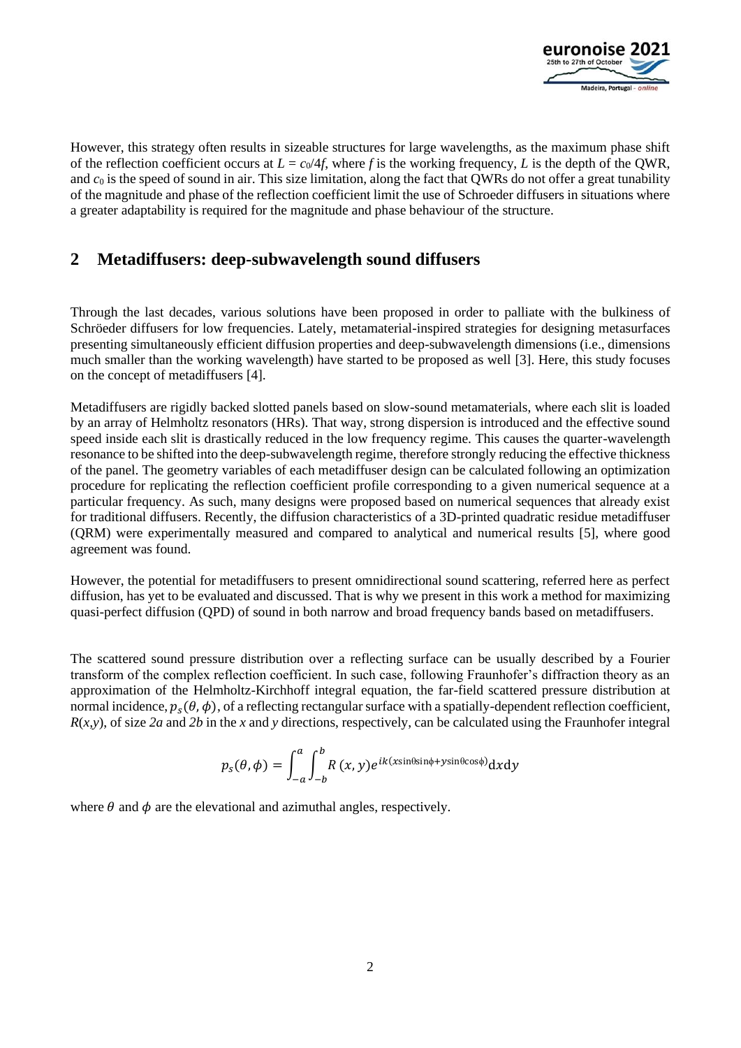However, this strategy often results in sizeable structures for large wavelengths, as the maximum phase shift of the reflection coefficient occurs at $L = c_0/4f$, where $f$ is the working frequency, $L$ is the depth of the QWR, and $c_0$ is the speed of sound in air. This size limitation, along the fact that QWRs do not offer a great tunability of the magnitude and phase of the reflection coefficient limit the use of Schroeder diffusers in situations where a greater adaptability is required for the magnitude and phase behaviour of the structure.

## 2 Metadiffusers: deep-subwavelength sound diffusers

Through the last decades, various solutions have been proposed in order to palliate with the bulkiness of Schröeder diffusers for low frequencies. Lately, metamaterial-inspired strategies for designing metasurfaces presenting simultaneously efficient diffusion properties and deep-subwavelength dimensions (i.e., dimensions much smaller than the working wavelength) have started to be proposed as well [3]. Here, this study focuses on the concept of metadiffusers [4].

Metadiffusers are rigidly backed slotted panels based on slow-sound metamaterials, where each slit is loaded by an array of Helmholtz resonators (HRs). That way, strong dispersion is introduced and the effective sound speed inside each slit is drastically reduced in the low frequency regime. This causes the quarter-wavelength resonance to be shifted into the deep-subwavelength regime, therefore strongly reducing the effective thickness of the panel. The geometry variables of each metadiffuser design can be calculated following an optimization procedure for replicating the reflection coefficient profile corresponding to a given numerical sequence at a particular frequency. As such, many designs were proposed based on numerical sequences that already exist for traditional diffusers. Recently, the diffusion characteristics of a 3D-printed quadratic residue metadiffuser (QRM) were experimentally measured and compared to analytical and numerical results [5], where good agreement was found.

However, the potential for metadiffusers to present omnidirectional sound scattering, referred here as perfect diffusion, has yet to be evaluated and discussed. That is why we present in this work a method for maximizing quasi-perfect diffusion (QPD) of sound in both narrow and broad frequency bands based on metadiffusers.

The scattered sound pressure distribution over a reflecting surface can be usually described by a Fourier transform of the complex reflection coefficient. In such case, following Fraunhofer's diffraction theory as an approximation of the Helmholtz-Kirchhoff integral equation, the far-field scattered pressure distribution at normal incidence, $p_s(\theta, \phi)$, of a reflecting rectangular surface with a spatially-dependent reflection coefficient, $R(x,y)$, of size $2a$ and $2b$ in the $x$ and $y$ directions, respectively, can be calculated using the Fraunhofer integral

$$p_s(\theta, \phi) = \int_{-a}^{a} \int_{-b}^{b} R\,(x, y) e^{ik(x\sin\theta\sin\phi + y\sin\theta\cos\phi)} \mathrm{d}x\mathrm{d}y$$

where $\theta$ and $\phi$ are the elevational and azimuthal angles, respectively.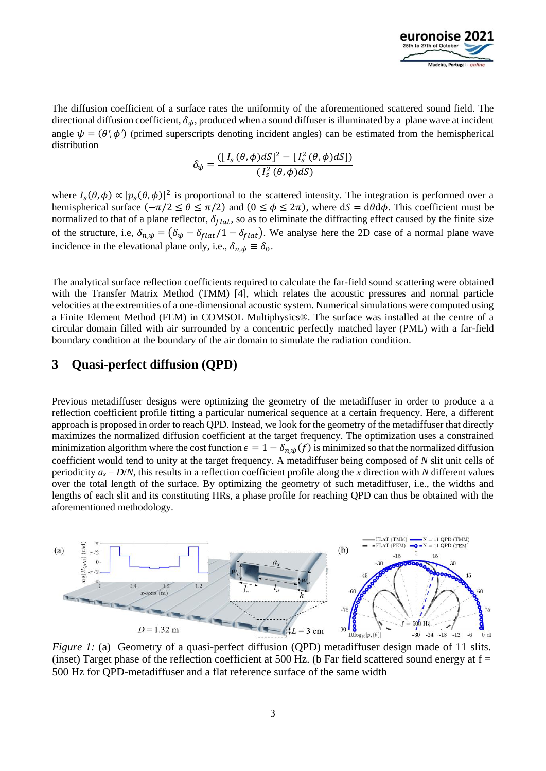The diffusion coefficient of a surface rates the uniformity of the aforementioned scattered sound field. The directional diffusion coefficient, $\delta_\psi$, produced when a sound diffuser is illuminated by a plane wave at incident angle $\psi = (\theta', \phi')$ (primed superscripts denoting incident angles) can be estimated from the hemispherical distribution

$$\delta_\psi = \frac{([I_s(\theta,\phi)dS]^2 - [I_s^2(\theta,\phi)dS])}{(I_s^2(\theta,\phi)dS)}$$

where $I_s(\theta,\phi) \propto |p_s(\theta,\phi)|^2$ is proportional to the scattered intensity. The integration is performed over a hemispherical surface $(-\pi/2 \leq \theta \leq \pi/2)$ and $(0 \leq \phi \leq 2\pi)$, where $\mathrm{d}S = \mathrm{d}\theta\mathrm{d}\phi$. This coefficient must be normalized to that of a plane reflector, $\delta_{flat}$, so as to eliminate the diffracting effect caused by the finite size of the structure, i.e, $\delta_{n,\psi} = (\delta_\psi - \delta_{flat}/1 - \delta_{flat})$. We analyse here the 2D case of a normal plane wave incidence in the elevational plane only, i.e., $\delta_{n,\psi} \equiv \delta_0$.

The analytical surface reflection coefficients required to calculate the far-field sound scattering were obtained with the Transfer Matrix Method (TMM) [4], which relates the acoustic pressures and normal particle velocities at the extremities of a one-dimensional acoustic system. Numerical simulations were computed using a Finite Element Method (FEM) in COMSOL Multiphysics®. The surface was installed at the centre of a circular domain filled with air surrounded by a concentric perfectly matched layer (PML) with a far-field boundary condition at the boundary of the air domain to simulate the radiation condition.

## 3 Quasi-perfect diffusion (QPD)

Previous metadiffuser designs were optimizing the geometry of the metadiffuser in order to produce a a reflection coefficient profile fitting a particular numerical sequence at a certain frequency. Here, a different approach is proposed in order to reach QPD. Instead, we look for the geometry of the metadiffuser that directly maximizes the normalized diffusion coefficient at the target frequency. The optimization uses a constrained minimization algorithm where the cost function $\epsilon = 1 - \delta_{n,\psi}(f)$ is minimized so that the normalized diffusion coefficient would tend to unity at the target frequency. A metadiffuser being composed of $N$ slit unit cells of periodicity $a_x = D/N$, this results in a reflection coefficient profile along the $x$ direction with $N$ different values over the total length of the surface. By optimizing the geometry of such metadiffuser, i.e., the widths and lengths of each slit and its constituting HRs, a phase profile for reaching QPD can thus be obtained with the aforementioned methodology.

*Figure 1:* (a) Geometry of a quasi-perfect diffusion (QPD) metadiffuser design made of 11 slits. (inset) Target phase of the reflection coefficient at 500 Hz. (b Far field scattered sound energy at f = 500 Hz for QPD-metadiffuser and a flat reference surface of the same width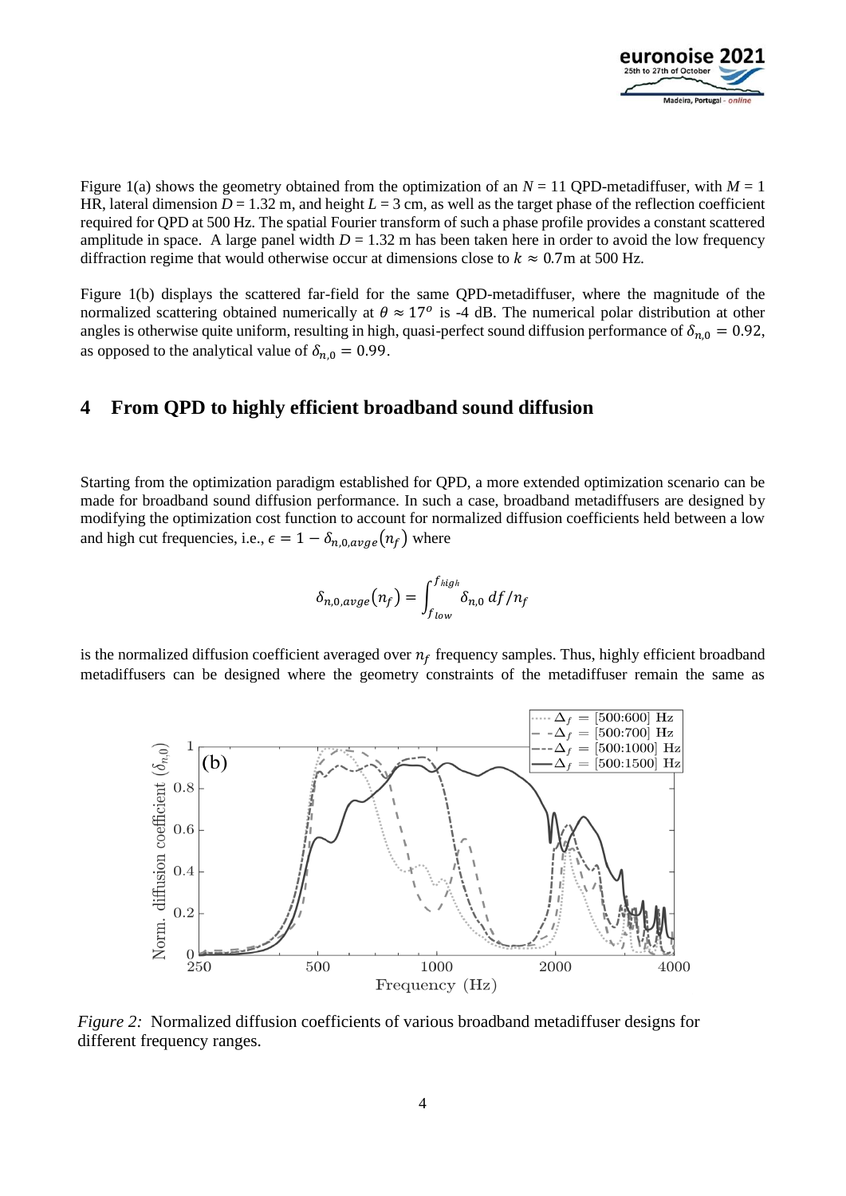Figure 1(a) shows the geometry obtained from the optimization of an $N = 11$ QPD-metadiffuser, with $M = 1$ HR, lateral dimension $D = 1.32$ m, and height $L = 3$ cm, as well as the target phase of the reflection coefficient required for QPD at 500 Hz. The spatial Fourier transform of such a phase profile provides a constant scattered amplitude in space. A large panel width $D = 1.32$ m has been taken here in order to avoid the low frequency diffraction regime that would otherwise occur at dimensions close to $k \approx 0.7$m at 500 Hz.

Figure 1(b) displays the scattered far-field for the same QPD-metadiffuser, where the magnitude of the normalized scattering obtained numerically at $\theta \approx 17^o$ is -4 dB. The numerical polar distribution at other angles is otherwise quite uniform, resulting in high, quasi-perfect sound diffusion performance of $\delta_{n,0} = 0.92$, as opposed to the analytical value of $\delta_{n,0} = 0.99$.

## 4 From QPD to highly efficient broadband sound diffusion

Starting from the optimization paradigm established for QPD, a more extended optimization scenario can be made for broadband sound diffusion performance. In such a case, broadband metadiffusers are designed by modifying the optimization cost function to account for normalized diffusion coefficients held between a low and high cut frequencies, i.e., $\epsilon = 1 - \delta_{n,0,avge}(n_f)$ where

$$\delta_{n,0,avge}(n_f) = \int_{f_{low}}^{f_{high}} \delta_{n,0} \, df/n_f$$

is the normalized diffusion coefficient averaged over $n_f$ frequency samples. Thus, highly efficient broadband metadiffusers can be designed where the geometry constraints of the metadiffuser remain the same as

*Figure 2:* Normalized diffusion coefficients of various broadband metadiffuser designs for different frequency ranges.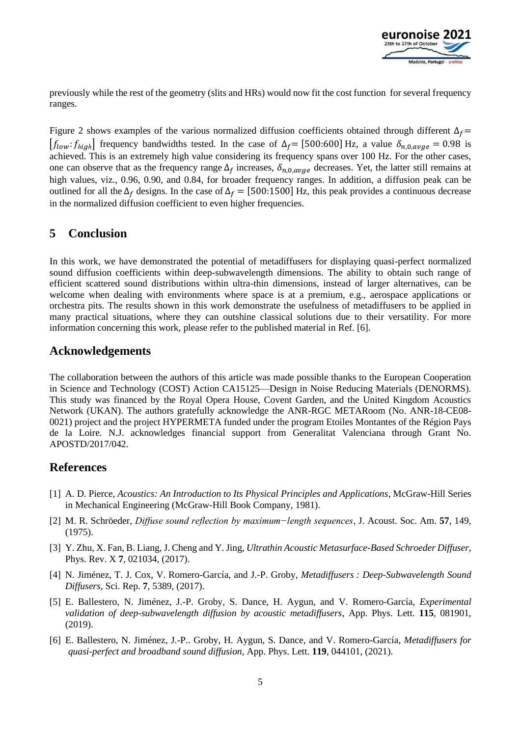previously while the rest of the geometry (slits and HRs) would now fit the cost function for several frequency ranges.

Figure 2 shows examples of the various normalized diffusion coefficients obtained through different $\Delta_f = [f_{low}: f_{high}]$ frequency bandwidths tested. In the case of $\Delta_f = [500:600]$ Hz, a value $\delta_{n,0,avge} = 0.98$ is achieved. This is an extremely high value considering its frequency spans over 100 Hz. For the other cases, one can observe that as the frequency range $\Delta_f$ increases, $\delta_{n,0,avge}$ decreases. Yet, the latter still remains at high values, viz., 0.96, 0.90, and 0.84, for broader frequency ranges. In addition, a diffusion peak can be outlined for all the $\Delta_f$ designs. In the case of $\Delta_f = [500:1500]$ Hz, this peak provides a continuous decrease in the normalized diffusion coefficient to even higher frequencies.

# 5 Conclusion

In this work, we have demonstrated the potential of metadiffusers for displaying quasi-perfect normalized sound diffusion coefficients within deep-subwavelength dimensions. The ability to obtain such range of efficient scattered sound distributions within ultra-thin dimensions, instead of larger alternatives, can be welcome when dealing with environments where space is at a premium, e.g., aerospace applications or orchestra pits. The results shown in this work demonstrate the usefulness of metadiffusers to be applied in many practical situations, where they can outshine classical solutions due to their versatility. For more information concerning this work, please refer to the published material in Ref. [6].

# Acknowledgements

The collaboration between the authors of this article was made possible thanks to the European Cooperation in Science and Technology (COST) Action CA15125—Design in Noise Reducing Materials (DENORMS). This study was financed by the Royal Opera House, Covent Garden, and the United Kingdom Acoustics Network (UKAN). The authors gratefully acknowledge the ANR-RGC METARoom (No. ANR-18-CE08-0021) project and the project HYPERMETA funded under the program Etoiles Montantes of the Région Pays de la Loire. N.J. acknowledges financial support from Generalitat Valenciana through Grant No. APOSTD/2017/042.

# References

[1] A. D. Pierce, *Acoustics: An Introduction to Its Physical Principles and Applications*, McGraw-Hill Series in Mechanical Engineering (McGraw-Hill Book Company, 1981).

[2] M. R. Schröeder, *Diffuse sound reflection by maximum−length sequences*, J. Acoust. Soc. Am. **57**, 149, (1975).

[3] Y. Zhu, X. Fan, B. Liang, J. Cheng and Y. Jing, *Ultrathin Acoustic Metasurface-Based Schroeder Diffuser*, Phys. Rev. X **7**, 021034, (2017).

[4] N. Jiménez, T. J. Cox, V. Romero-García, and J.-P. Groby, *Metadiffusers : Deep-Subwavelength Sound Diffusers*, Sci. Rep. **7**, 5389, (2017).

[5] E. Ballestero, N. Jiménez, J.-P. Groby, S. Dance, H. Aygun, and V. Romero-García, *Experimental validation of deep-subwavelength diffusion by acoustic metadiffusers*, App. Phys. Lett. **115**, 081901, (2019).

[6] E. Ballestero, N. Jiménez, J.-P.. Groby, H. Aygun, S. Dance, and V. Romero-García, *Metadiffusers for quasi-perfect and broadband sound diffusion*, App. Phys. Lett. **119**, 044101, (2021).